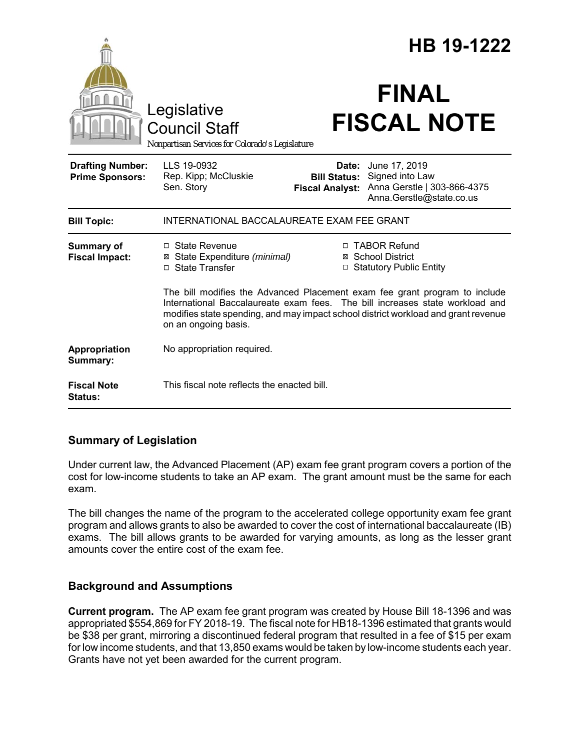# HB 19-1222

Legislative Council Staff

*Nonpartisan Services for Colorado's Legislature*

# FINAL FISCAL NOTE

| | | | |
|---|---|---|---|
| **Drafting Number:** | LLS 19-0932 | **Date:** | June 17, 2019 |
| **Prime Sponsors:** | Rep. Kipp; McCluskie<br>Sen. Story | **Bill Status:** | Signed into Law |
| | | **Fiscal Analyst:** | Anna Gerstle \| 303-866-4375<br>Anna.Gerstle@state.co.us |

| | |
|---|---|
| **Bill Topic:** | INTERNATIONAL BACCALAUREATE EXAM FEE GRANT |
| **Summary of Fiscal Impact:** | ☐ State Revenue<br>☒ State Expenditure *(minimal)*<br>☐ State Transfer<br>☐ TABOR Refund<br>☒ School District<br>☐ Statutory Public Entity<br><br>The bill modifies the Advanced Placement exam fee grant program to include International Baccalaureate exam fees. The bill increases state workload and modifies state spending, and may impact school district workload and grant revenue on an ongoing basis. |
| **Appropriation Summary:** | No appropriation required. |
| **Fiscal Note Status:** | This fiscal note reflects the enacted bill. |

## Summary of Legislation

Under current law, the Advanced Placement (AP) exam fee grant program covers a portion of the cost for low-income students to take an AP exam. The grant amount must be the same for each exam.

The bill changes the name of the program to the accelerated college opportunity exam fee grant program and allows grants to also be awarded to cover the cost of international baccalaureate (IB) exams. The bill allows grants to be awarded for varying amounts, as long as the lesser grant amounts cover the entire cost of the exam fee.

## Background and Assumptions

**Current program.** The AP exam fee grant program was created by House Bill 18-1396 and was appropriated $554,869 for FY 2018-19. The fiscal note for HB18-1396 estimated that grants would be $38 per grant, mirroring a discontinued federal program that resulted in a fee of $15 per exam for low income students, and that 13,850 exams would be taken by low-income students each year. Grants have not yet been awarded for the current program.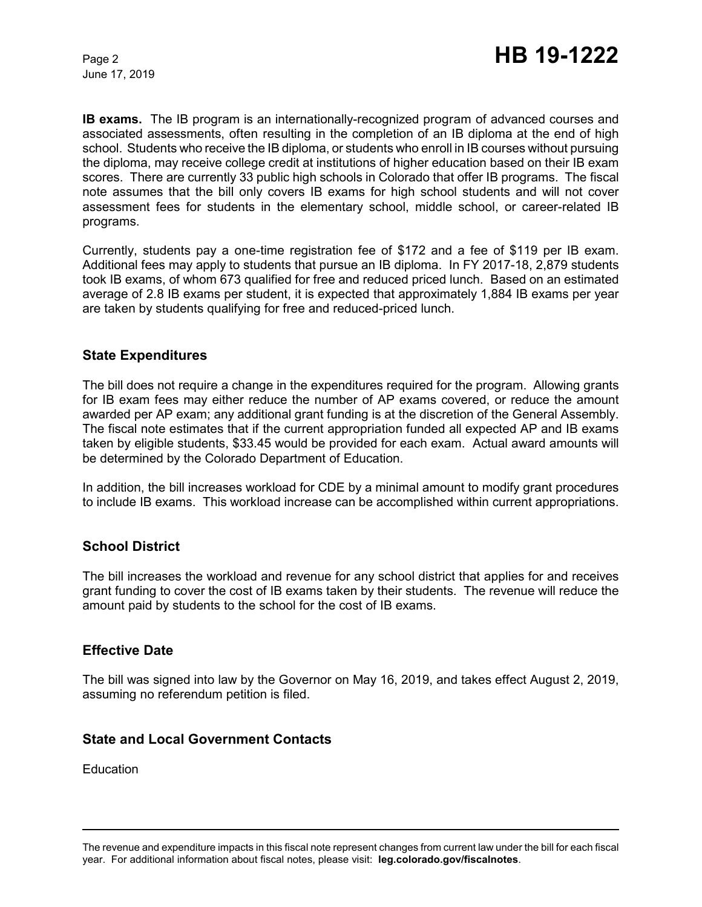**IB exams.** The IB program is an internationally-recognized program of advanced courses and associated assessments, often resulting in the completion of an IB diploma at the end of high school. Students who receive the IB diploma, or students who enroll in IB courses without pursuing the diploma, may receive college credit at institutions of higher education based on their IB exam scores. There are currently 33 public high schools in Colorado that offer IB programs. The fiscal note assumes that the bill only covers IB exams for high school students and will not cover assessment fees for students in the elementary school, middle school, or career-related IB programs.

Currently, students pay a one-time registration fee of $172 and a fee of $119 per IB exam. Additional fees may apply to students that pursue an IB diploma. In FY 2017-18, 2,879 students took IB exams, of whom 673 qualified for free and reduced priced lunch. Based on an estimated average of 2.8 IB exams per student, it is expected that approximately 1,884 IB exams per year are taken by students qualifying for free and reduced-priced lunch.

## State Expenditures

The bill does not require a change in the expenditures required for the program. Allowing grants for IB exam fees may either reduce the number of AP exams covered, or reduce the amount awarded per AP exam; any additional grant funding is at the discretion of the General Assembly. The fiscal note estimates that if the current appropriation funded all expected AP and IB exams taken by eligible students, $33.45 would be provided for each exam. Actual award amounts will be determined by the Colorado Department of Education.

In addition, the bill increases workload for CDE by a minimal amount to modify grant procedures to include IB exams. This workload increase can be accomplished within current appropriations.

## School District

The bill increases the workload and revenue for any school district that applies for and receives grant funding to cover the cost of IB exams taken by their students. The revenue will reduce the amount paid by students to the school for the cost of IB exams.

## Effective Date

The bill was signed into law by the Governor on May 16, 2019, and takes effect August 2, 2019, assuming no referendum petition is filed.

## State and Local Government Contacts

Education

---

The revenue and expenditure impacts in this fiscal note represent changes from current law under the bill for each fiscal year. For additional information about fiscal notes, please visit: **leg.colorado.gov/fiscalnotes**.